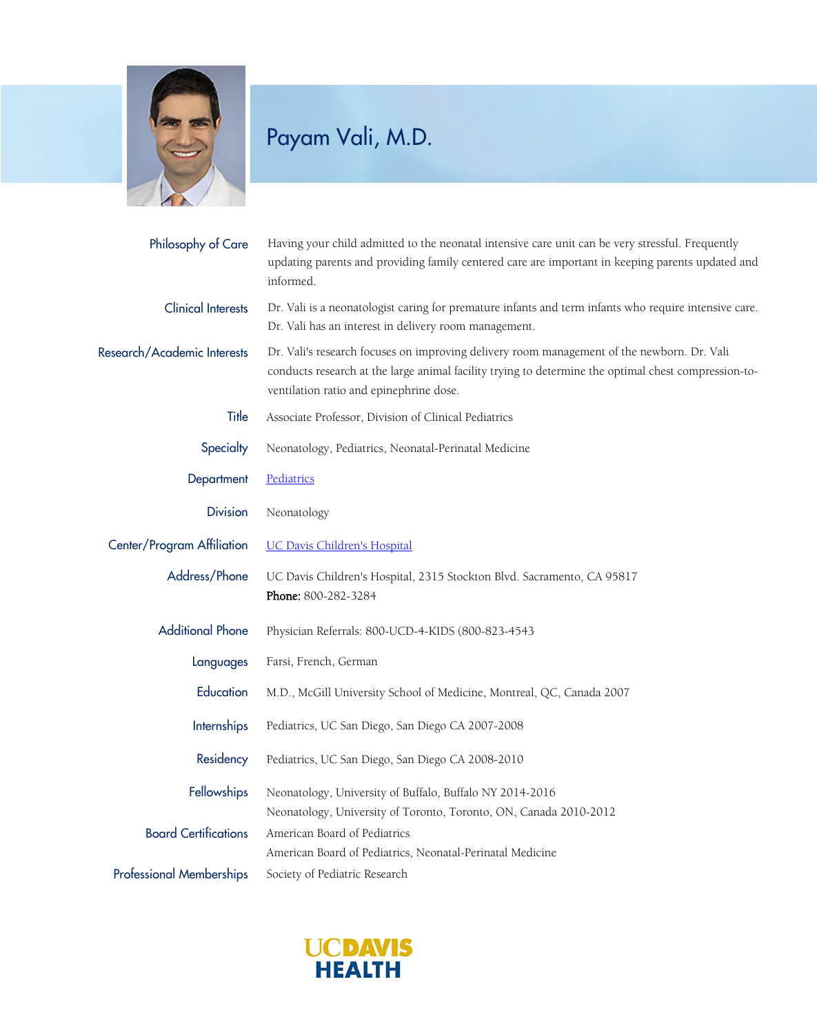# Payam Vali, M.D.

| | |
|---|---|
| Philosophy of Care | Having your child admitted to the neonatal intensive care unit can be very stressful. Frequently updating parents and providing family centered care are important in keeping parents updated and informed. |
| Clinical Interests | Dr. Vali is a neonatologist caring for premature infants and term infants who require intensive care. Dr. Vali has an interest in delivery room management. |
| Research/Academic Interests | Dr. Vali's research focuses on improving delivery room management of the newborn. Dr. Vali conducts research at the large animal facility trying to determine the optimal chest compression-to-ventilation ratio and epinephrine dose. |
| Title | Associate Professor, Division of Clinical Pediatrics |
| Specialty | Neonatology, Pediatrics, Neonatal-Perinatal Medicine |
| Department | Pediatrics |
| Division | Neonatology |
| Center/Program Affiliation | UC Davis Children's Hospital |
| Address/Phone | UC Davis Children's Hospital, 2315 Stockton Blvd. Sacramento, CA 95817<br>**Phone:** 800-282-3284 |
| Additional Phone | Physician Referrals: 800-UCD-4-KIDS (800-823-4543 |
| Languages | Farsi, French, German |
| Education | M.D., McGill University School of Medicine, Montreal, QC, Canada 2007 |
| Internships | Pediatrics, UC San Diego, San Diego CA 2007-2008 |
| Residency | Pediatrics, UC San Diego, San Diego CA 2008-2010 |
| Fellowships | Neonatology, University of Buffalo, Buffalo NY 2014-2016<br>Neonatology, University of Toronto, Toronto, ON, Canada 2010-2012 |
| Board Certifications | American Board of Pediatrics<br>American Board of Pediatrics, Neonatal-Perinatal Medicine |
| Professional Memberships | Society of Pediatric Research |

UCDAVIS HEALTH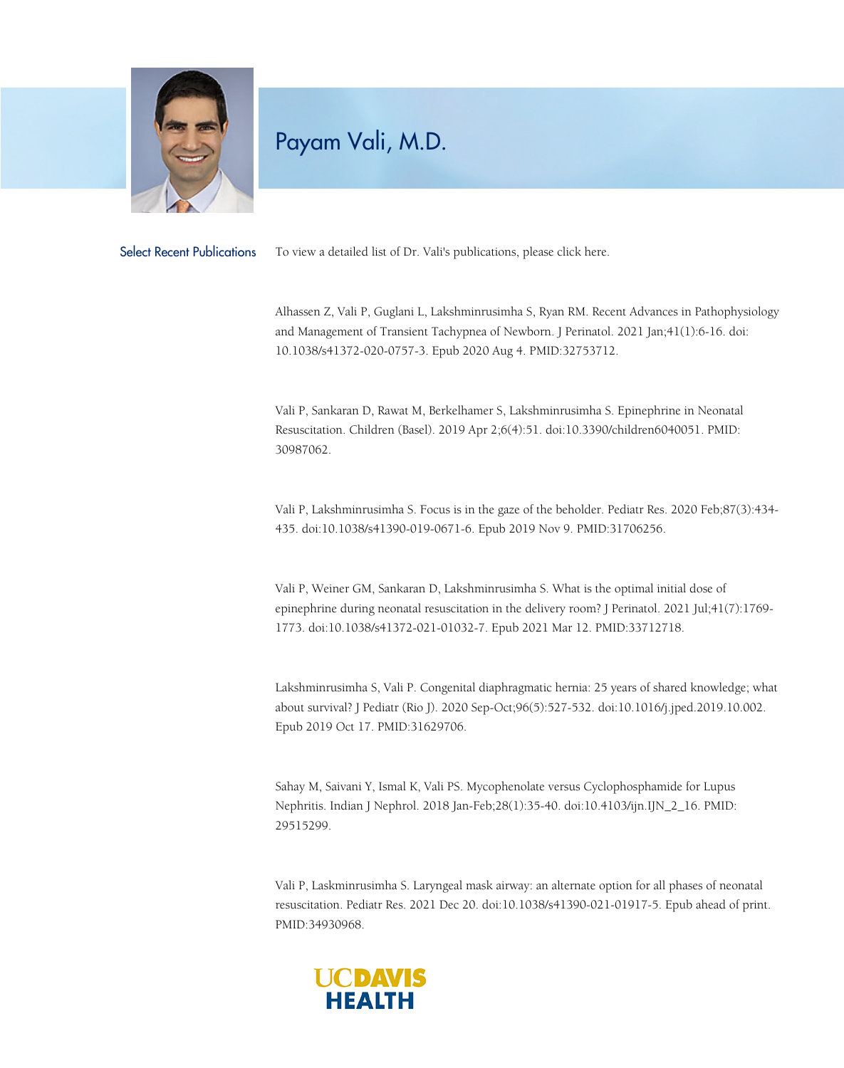# Payam Vali, M.D.

## Select Recent Publications

To view a detailed list of Dr. Vali's publications, please click here.

Alhassen Z, Vali P, Guglani L, Lakshminrusimha S, Ryan RM. Recent Advances in Pathophysiology and Management of Transient Tachypnea of Newborn. J Perinatol. 2021 Jan;41(1):6-16. doi: 10.1038/s41372-020-0757-3. Epub 2020 Aug 4. PMID:32753712.

Vali P, Sankaran D, Rawat M, Berkelhamer S, Lakshminrusimha S. Epinephrine in Neonatal Resuscitation. Children (Basel). 2019 Apr 2;6(4):51. doi:10.3390/children6040051. PMID: 30987062.

Vali P, Lakshminrusimha S. Focus is in the gaze of the beholder. Pediatr Res. 2020 Feb;87(3):434-435. doi:10.1038/s41390-019-0671-6. Epub 2019 Nov 9. PMID:31706256.

Vali P, Weiner GM, Sankaran D, Lakshminrusimha S. What is the optimal initial dose of epinephrine during neonatal resuscitation in the delivery room? J Perinatol. 2021 Jul;41(7):1769-1773. doi:10.1038/s41372-021-01032-7. Epub 2021 Mar 12. PMID:33712718.

Lakshminrusimha S, Vali P. Congenital diaphragmatic hernia: 25 years of shared knowledge; what about survival? J Pediatr (Rio J). 2020 Sep-Oct;96(5):527-532. doi:10.1016/j.jped.2019.10.002. Epub 2019 Oct 17. PMID:31629706.

Sahay M, Saivani Y, Ismal K, Vali PS. Mycophenolate versus Cyclophosphamide for Lupus Nephritis. Indian J Nephrol. 2018 Jan-Feb;28(1):35-40. doi:10.4103/ijn.IJN_2_16. PMID: 29515299.

Vali P, Laskminrusimha S. Laryngeal mask airway: an alternate option for all phases of neonatal resuscitation. Pediatr Res. 2021 Dec 20. doi:10.1038/s41390-021-01917-5. Epub ahead of print. PMID:34930968.

UC DAVIS HEALTH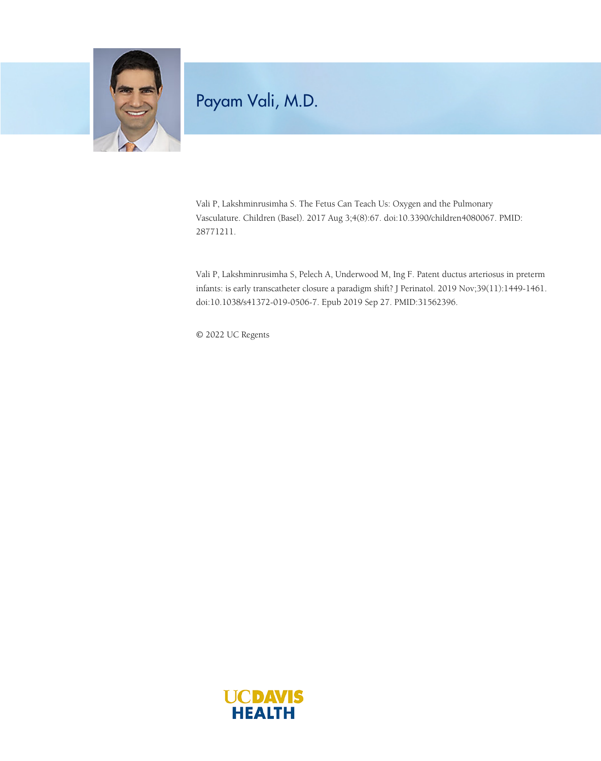# Payam Vali, M.D.

Vali P, Lakshminrusimha S. The Fetus Can Teach Us: Oxygen and the Pulmonary Vasculature. Children (Basel). 2017 Aug 3;4(8):67. doi:10.3390/children4080067. PMID: 28771211.

Vali P, Lakshminrusimha S, Pelech A, Underwood M, Ing F. Patent ductus arteriosus in preterm infants: is early transcatheter closure a paradigm shift? J Perinatol. 2019 Nov;39(11):1449-1461. doi:10.1038/s41372-019-0506-7. Epub 2019 Sep 27. PMID:31562396.

© 2022 UC Regents

UC DAVIS HEALTH